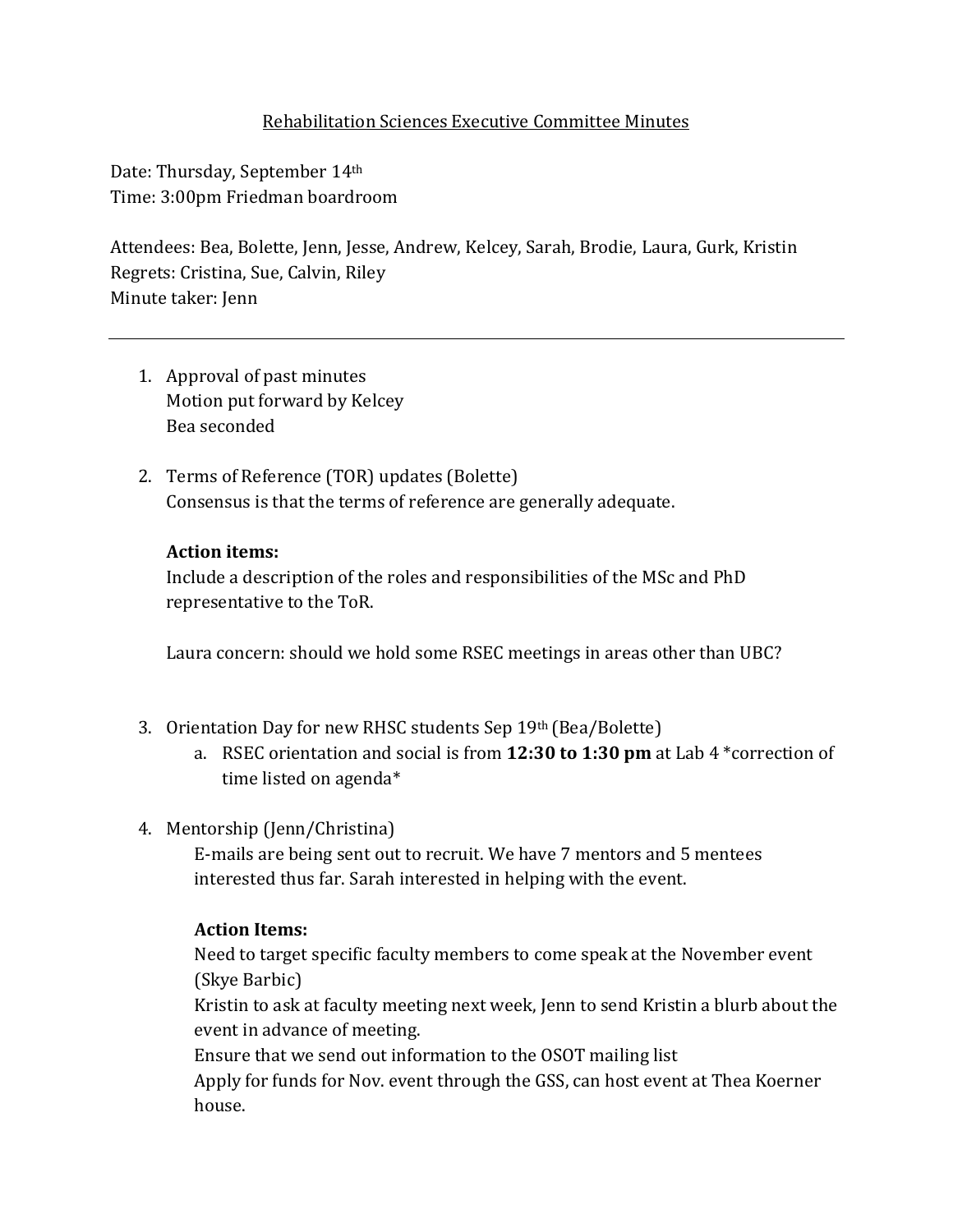# Rehabilitation Sciences Executive Committee Minutes

Date: Thursday, September 14th
Time: 3:00pm Friedman boardroom

Attendees: Bea, Bolette, Jenn, Jesse, Andrew, Kelcey, Sarah, Brodie, Laura, Gurk, Kristin
Regrets: Cristina, Sue, Calvin, Riley
Minute taker: Jenn

---

1. Approval of past minutes
   Motion put forward by Kelcey
   Bea seconded

2. Terms of Reference (TOR) updates (Bolette)
   Consensus is that the terms of reference are generally adequate.

   **Action items:**
   Include a description of the roles and responsibilities of the MSc and PhD representative to the ToR.

   Laura concern: should we hold some RSEC meetings in areas other than UBC?

3. Orientation Day for new RHSC students Sep 19th (Bea/Bolette)
   a. RSEC orientation and social is from **12:30 to 1:30 pm** at Lab 4 *correction of time listed on agenda*

4. Mentorship (Jenn/Christina)
   E-mails are being sent out to recruit. We have 7 mentors and 5 mentees interested thus far. Sarah interested in helping with the event.

   **Action Items:**
   Need to target specific faculty members to come speak at the November event (Skye Barbic)
   Kristin to ask at faculty meeting next week, Jenn to send Kristin a blurb about the event in advance of meeting.
   Ensure that we send out information to the OSOT mailing list
   Apply for funds for Nov. event through the GSS, can host event at Thea Koerner house.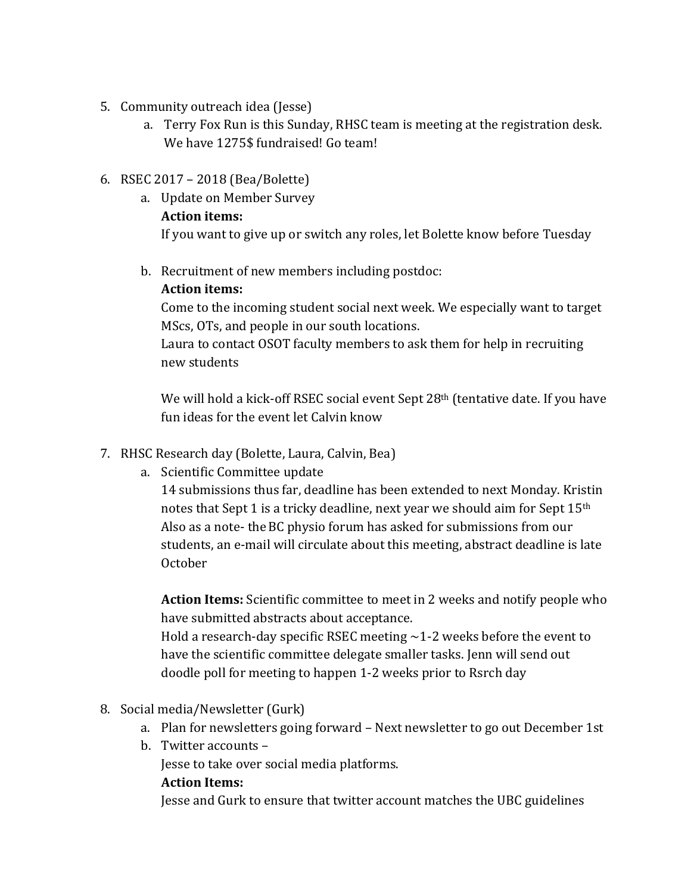5. Community outreach idea (Jesse)
   a. Terry Fox Run is this Sunday, RHSC team is meeting at the registration desk. We have 1275$ fundraised! Go team!

6. RSEC 2017 – 2018 (Bea/Bolette)
   a. Update on Member Survey
      **Action items:**
      If you want to give up or switch any roles, let Bolette know before Tuesday

   b. Recruitment of new members including postdoc:
      **Action items:**
      Come to the incoming student social next week. We especially want to target MScs, OTs, and people in our south locations.
      Laura to contact OSOT faculty members to ask them for help in recruiting new students

      We will hold a kick-off RSEC social event Sept 28th (tentative date. If you have fun ideas for the event let Calvin know

7. RHSC Research day (Bolette, Laura, Calvin, Bea)
   a. Scientific Committee update
      14 submissions thus far, deadline has been extended to next Monday. Kristin notes that Sept 1 is a tricky deadline, next year we should aim for Sept 15th
      Also as a note- the BC physio forum has asked for submissions from our students, an e-mail will circulate about this meeting, abstract deadline is late October

      **Action Items:** Scientific committee to meet in 2 weeks and notify people who have submitted abstracts about acceptance.
      Hold a research-day specific RSEC meeting ~1-2 weeks before the event to have the scientific committee delegate smaller tasks. Jenn will send out doodle poll for meeting to happen 1-2 weeks prior to Rsrch day

8. Social media/Newsletter (Gurk)
   a. Plan for newsletters going forward – Next newsletter to go out December 1st
   b. Twitter accounts –
      Jesse to take over social media platforms.
      **Action Items:**
      Jesse and Gurk to ensure that twitter account matches the UBC guidelines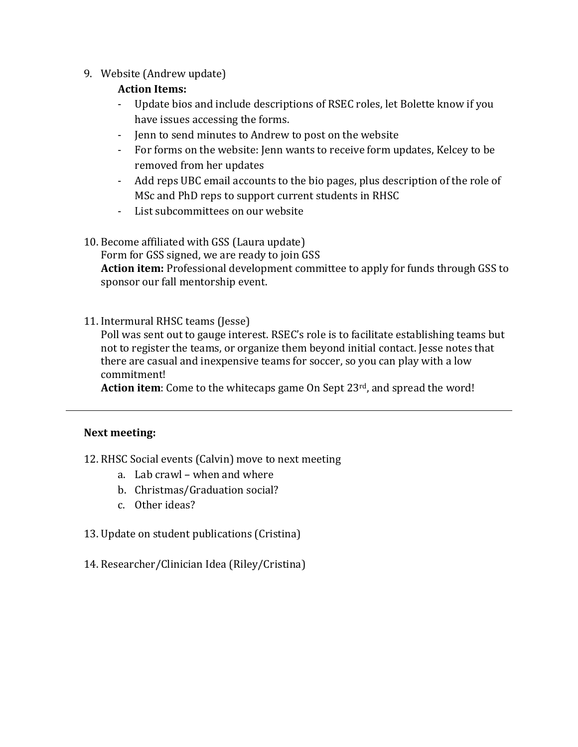9. Website (Andrew update)

   **Action Items:**

   - Update bios and include descriptions of RSEC roles, let Bolette know if you have issues accessing the forms.
   - Jenn to send minutes to Andrew to post on the website
   - For forms on the website: Jenn wants to receive form updates, Kelcey to be removed from her updates
   - Add reps UBC email accounts to the bio pages, plus description of the role of MSc and PhD reps to support current students in RHSC
   - List subcommittees on our website

10. Become affiliated with GSS (Laura update)

    Form for GSS signed, we are ready to join GSS

    **Action item:** Professional development committee to apply for funds through GSS to sponsor our fall mentorship event.

11. Intermural RHSC teams (Jesse)

    Poll was sent out to gauge interest. RSEC's role is to facilitate establishing teams but not to register the teams, or organize them beyond initial contact. Jesse notes that there are casual and inexpensive teams for soccer, so you can play with a low commitment!

    **Action item**: Come to the whitecaps game On Sept 23rd, and spread the word!

---

**Next meeting:**

12. RHSC Social events (Calvin) move to next meeting
    a. Lab crawl – when and where
    b. Christmas/Graduation social?
    c. Other ideas?

13. Update on student publications (Cristina)

14. Researcher/Clinician Idea (Riley/Cristina)